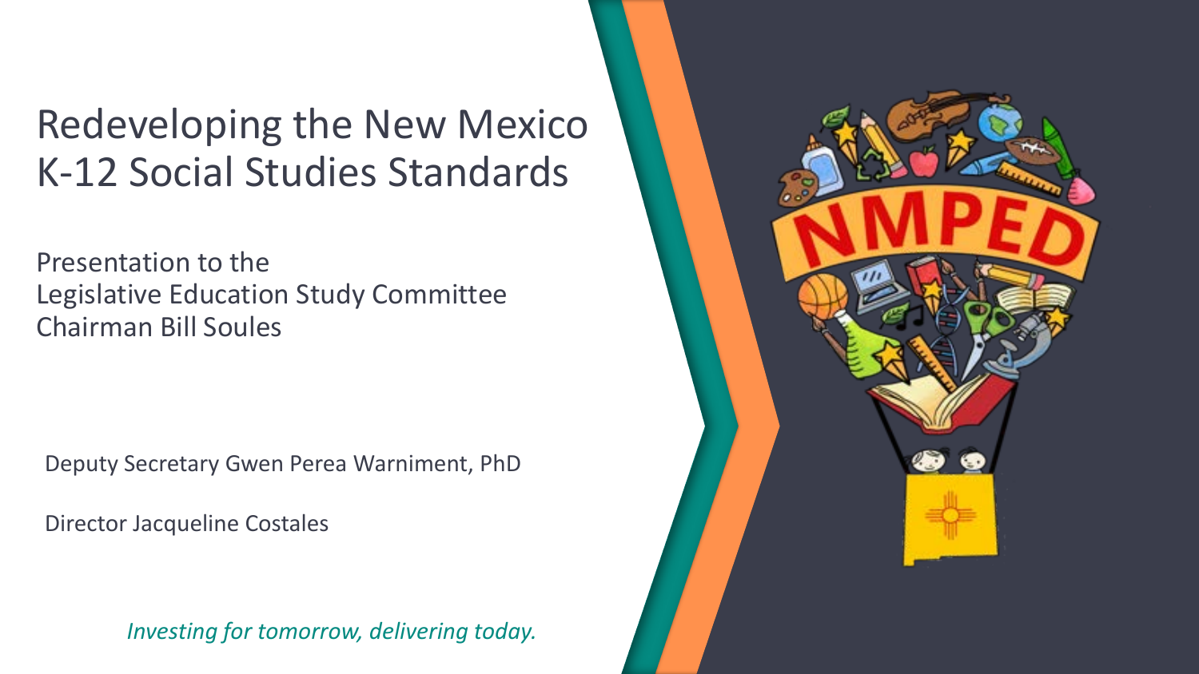# Redeveloping the New Mexico K-12 Social Studies Standards

Presentation to the
Legislative Education Study Committee
Chairman Bill Soules

Deputy Secretary Gwen Perea Warniment, PhD

Director Jacqueline Costales

*Investing for tomorrow, delivering today.*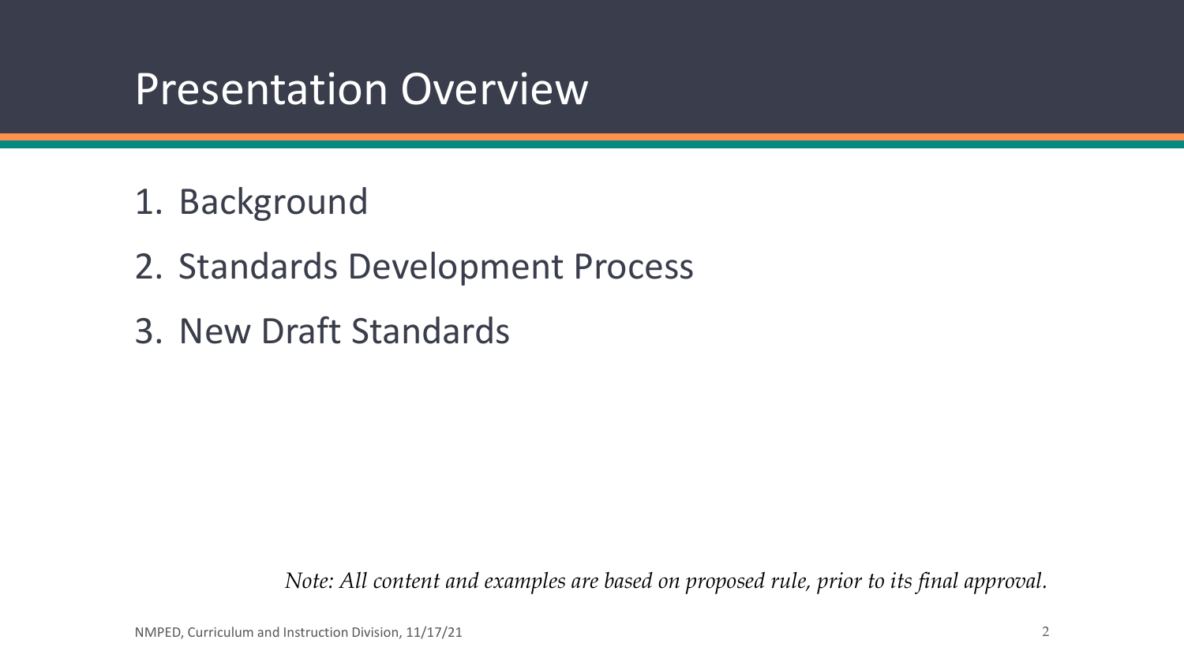# Presentation Overview

1. Background
2. Standards Development Process
3. New Draft Standards

*Note: All content and examples are based on proposed rule, prior to its final approval.*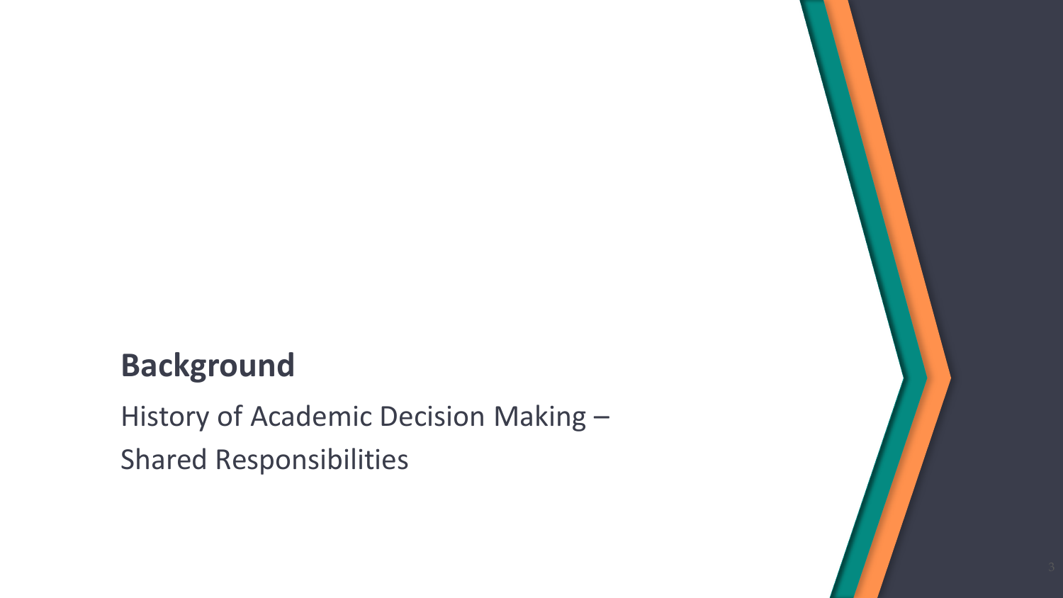## Background

History of Academic Decision Making –
Shared Responsibilities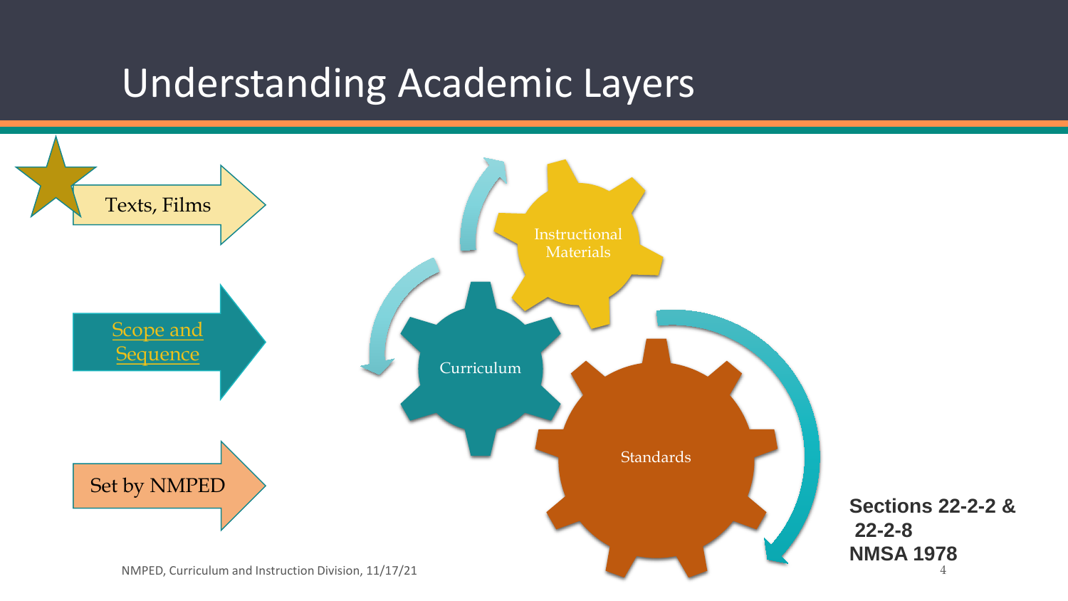# Understanding Academic Layers

Texts, Films

Scope and Sequence

Set by NMPED

Instructional Materials

Curriculum

Standards

**Sections 22-2-2 & 22-2-8 NMSA 1978**

NMPED, Curriculum and Instruction Division, 11/17/21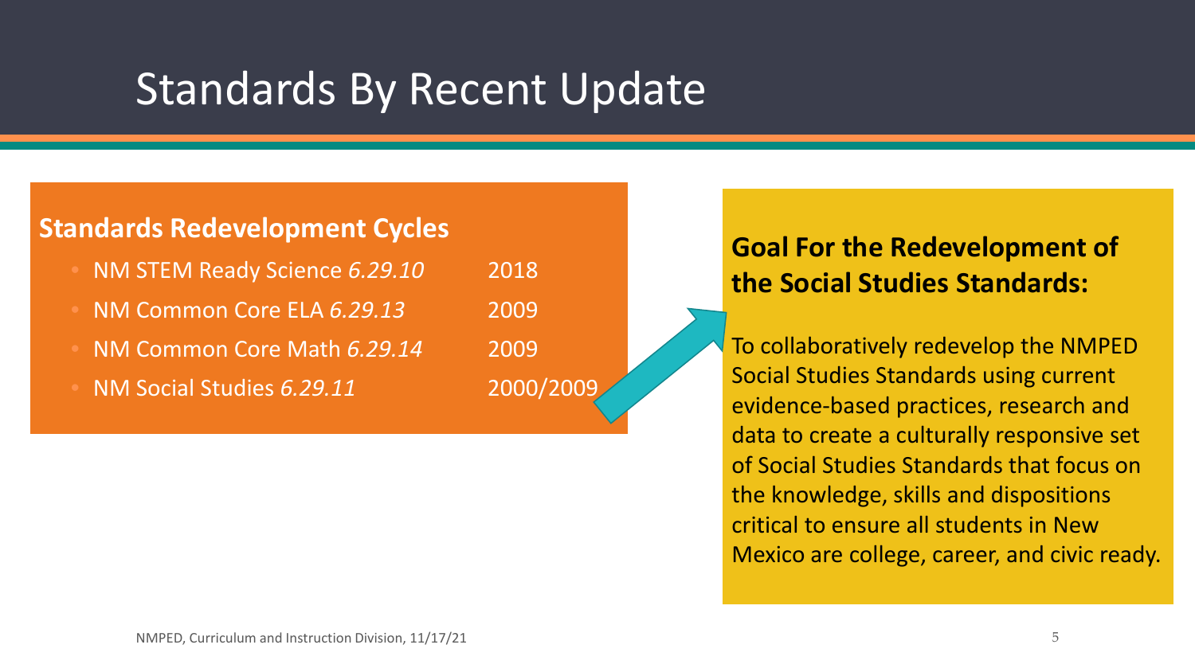# Standards By Recent Update

## Standards Redevelopment Cycles

- NM STEM Ready Science *6.29.10* 2018
- NM Common Core ELA *6.29.13* 2009
- NM Common Core Math *6.29.14* 2009
- NM Social Studies *6.29.11* 2000/2009

## Goal For the Redevelopment of the Social Studies Standards:

To collaboratively redevelop the NMPED Social Studies Standards using current evidence-based practices, research and data to create a culturally responsive set of Social Studies Standards that focus on the knowledge, skills and dispositions critical to ensure all students in New Mexico are college, career, and civic ready.

NMPED, Curriculum and Instruction Division, 11/17/21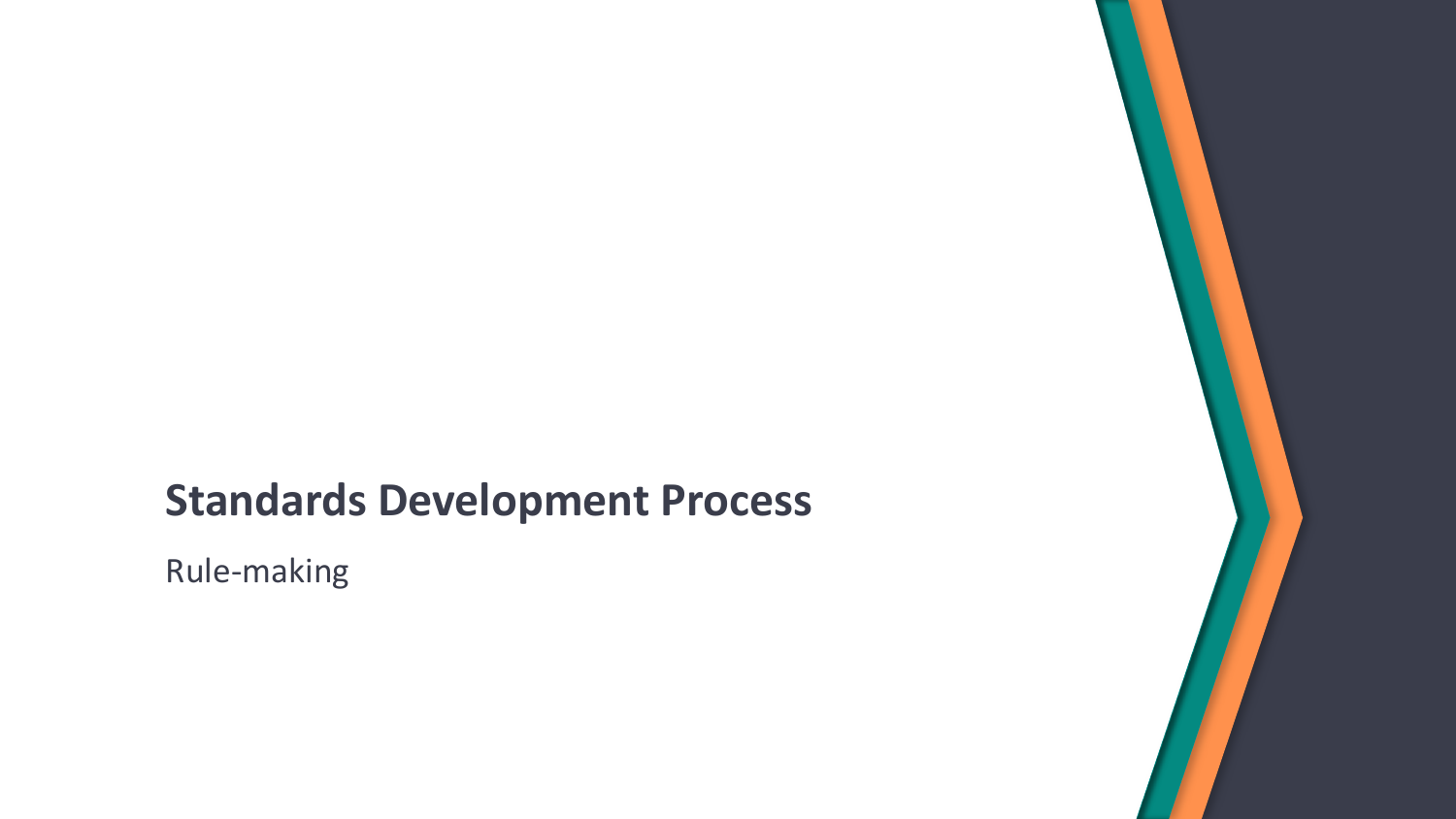# Standards Development Process

Rule-making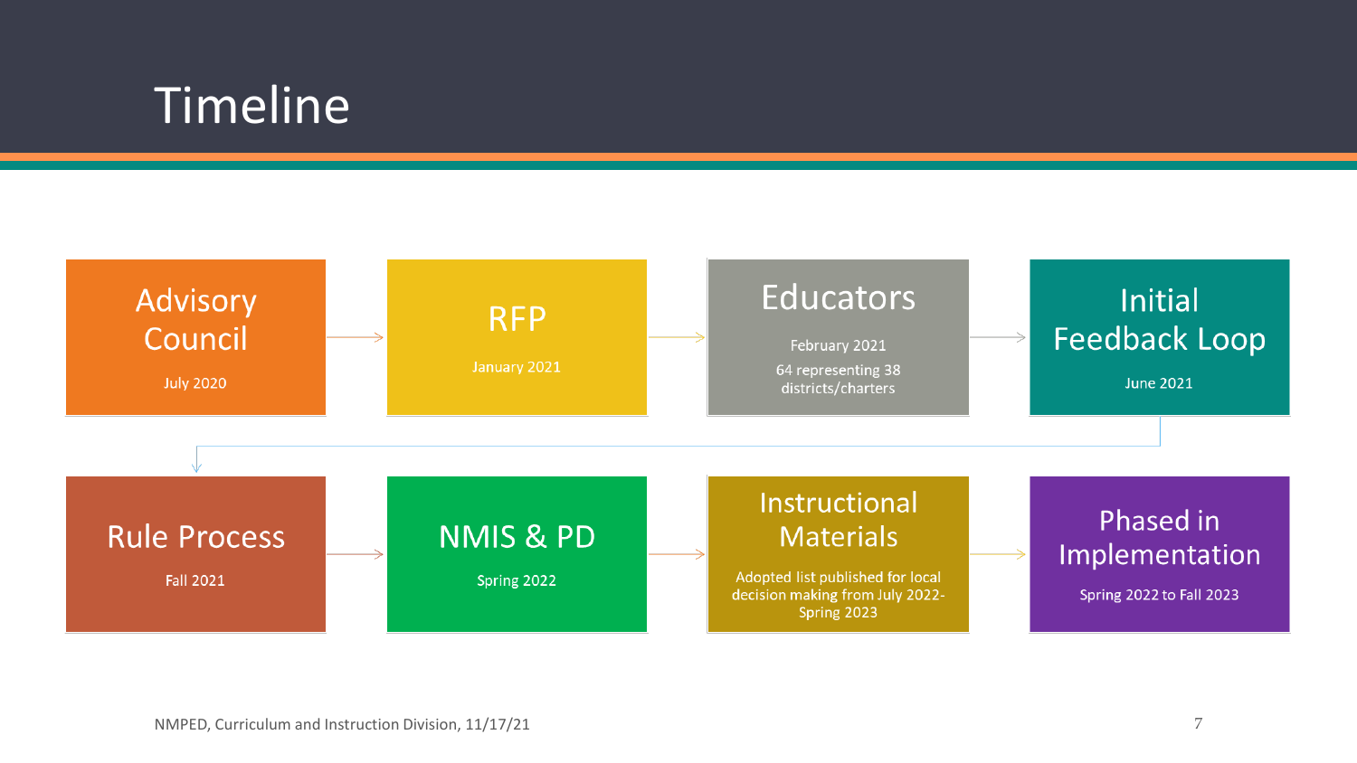# Timeline

1. **Advisory Council**
   July 2020
2. **RFP**
   January 2021
3. **Educators**
   February 2021
   64 representing 38 districts/charters
4. **Initial Feedback Loop**
   June 2021
5. **Rule Process**
   Fall 2021
6. **NMIS & PD**
   Spring 2022
7. **Instructional Materials**
   Adopted list published for local decision making from July 2022-Spring 2023
8. **Phased in Implementation**
   Spring 2022 to Fall 2023

NMPED, Curriculum and Instruction Division, 11/17/21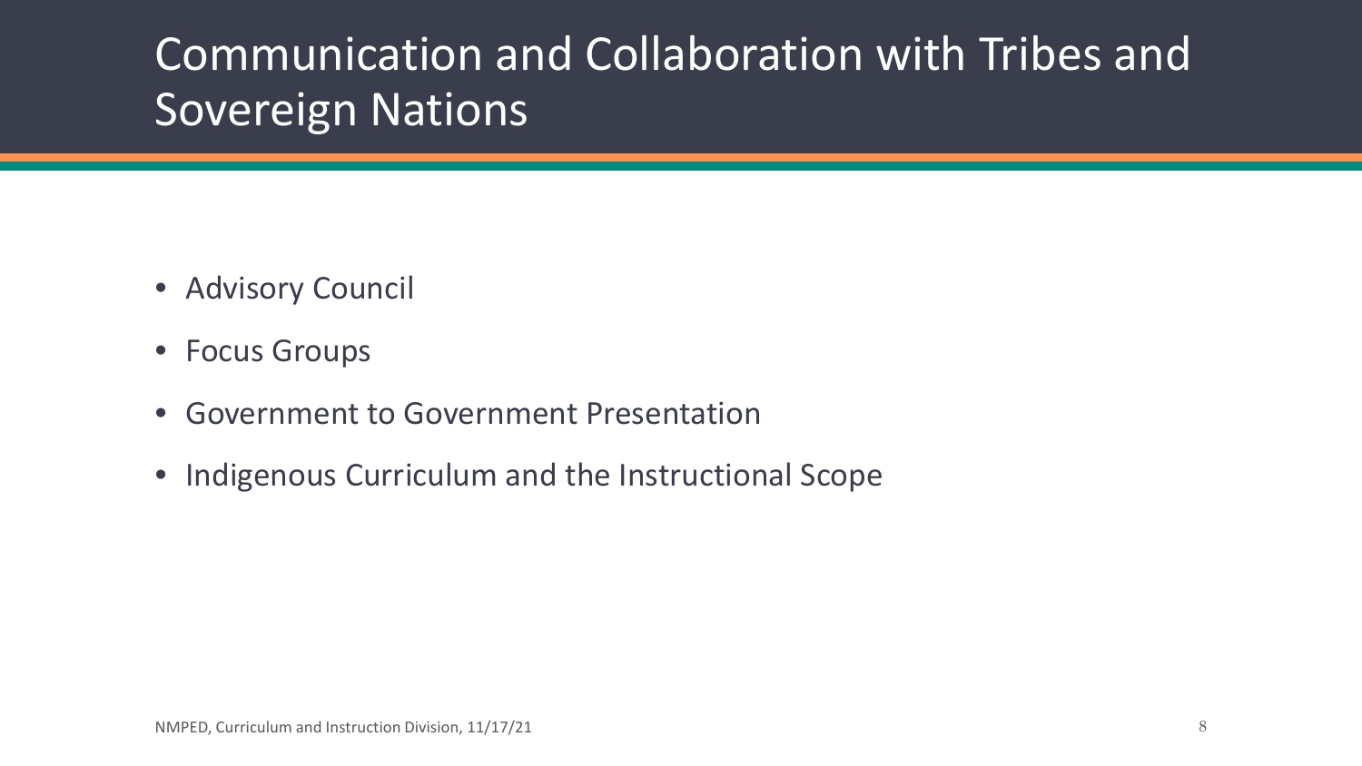# Communication and Collaboration with Tribes and Sovereign Nations

- Advisory Council
- Focus Groups
- Government to Government Presentation
- Indigenous Curriculum and the Instructional Scope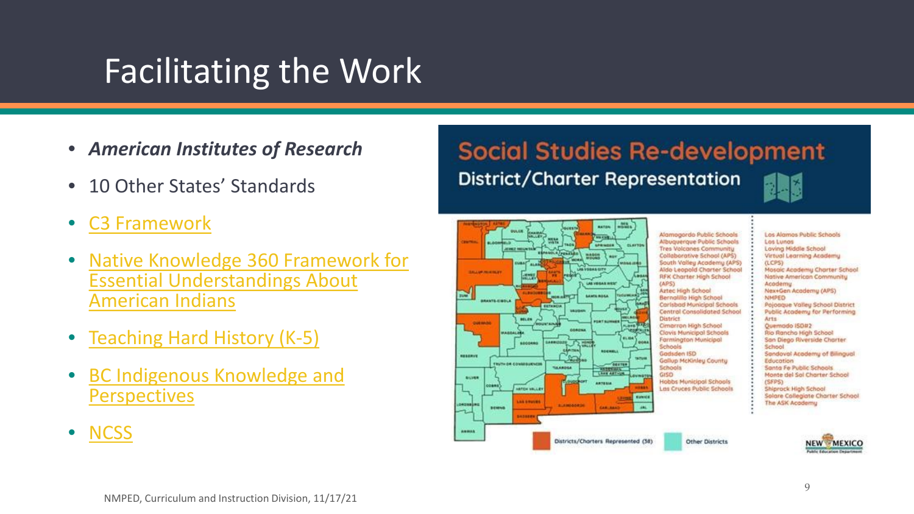# Facilitating the Work

- ***American Institutes of Research***
- 10 Other States' Standards
- C3 Framework
- Native Knowledge 360 Framework for Essential Understandings About American Indians
- Teaching Hard History (K-5)
- BC Indigenous Knowledge and Perspectives
- NCSS

## Social Studies Re-development

### District/Charter Representation

Alamogordo Public Schools
Albuquerque Public Schools
Tres Volcanes Community Collaborative School (APS)
South Valley Academy (APS)
Aldo Leopold Charter School
RFK Charter High School (APS)
Aztec High School
Bernalillo High School
Carlsbad Municipal Schools
Central Consolidated School District
Cimarron High School
Clovis Municipal Schools
Farmington Municipal Schools
Gadsden ISD
Gallup McKinley County Schools
GISD
Hobbs Municipal Schools
Las Cruces Public Schools

Los Alamos Public Schools
Los Lunas
Loving Middle School
Virtual Learning Academy (LCPS)
Mosaic Academy Charter School
Native American Community Academy
Nex+Gen Academy (APS)
NMPED
Pojoaque Valley School District
Public Academy for Performing Arts
Quemado ISD#2
Rio Rancho High School
San Diego Riverside Charter School
Sandoval Academy of Bilingual Education
Santa Fe Public Schools
Monte del Sol Charter School (SFPS)
Shiprock High School
Solare Collegiate Charter School
The ASK Academy

Districts/Charters Represented (38) | Other Districts

NMPED, Curriculum and Instruction Division, 11/17/21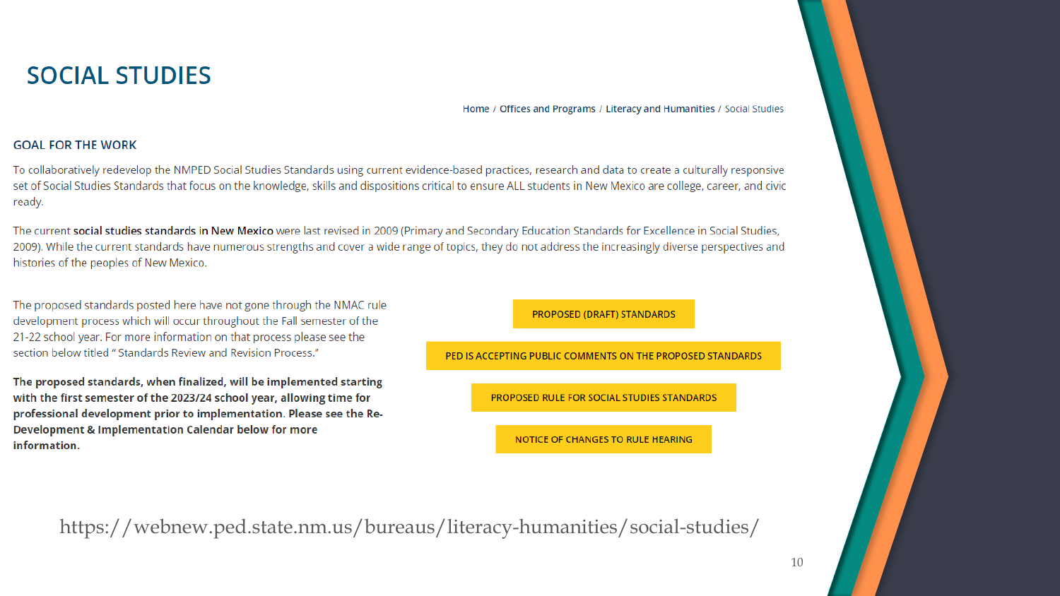# SOCIAL STUDIES

Home / Offices and Programs / Literacy and Humanities / Social Studies

## GOAL FOR THE WORK

To collaboratively redevelop the NMPED Social Studies Standards using current evidence-based practices, research and data to create a culturally responsive set of Social Studies Standards that focus on the knowledge, skills and dispositions critical to ensure ALL students in New Mexico are college, career, and civic ready.

The current **social studies standards in New Mexico** were last revised in 2009 (Primary and Secondary Education Standards for Excellence in Social Studies, 2009). While the current standards have numerous strengths and cover a wide range of topics, they do not address the increasingly diverse perspectives and histories of the peoples of New Mexico.

The proposed standards posted here have not gone through the NMAC rule development process which will occur throughout the Fall semester of the 21-22 school year. For more information on that process please see the section below titled " Standards Review and Revision Process."

**The proposed standards, when finalized, will be implemented starting with the first semester of the 2023/24 school year, allowing time for professional development prior to implementation. Please see the Re-Development & Implementation Calendar below for more information.**

- PROPOSED (DRAFT) STANDARDS
- PED IS ACCEPTING PUBLIC COMMENTS ON THE PROPOSED STANDARDS
- PROPOSED RULE FOR SOCIAL STUDIES STANDARDS
- NOTICE OF CHANGES TO RULE HEARING

https://webnew.ped.state.nm.us/bureaus/literacy-humanities/social-studies/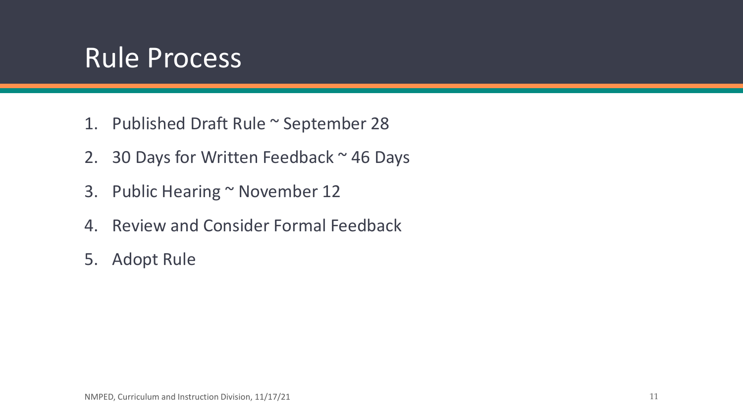# Rule Process

1. Published Draft Rule ~ September 28
2. 30 Days for Written Feedback ~ 46 Days
3. Public Hearing ~ November 12
4. Review and Consider Formal Feedback
5. Adopt Rule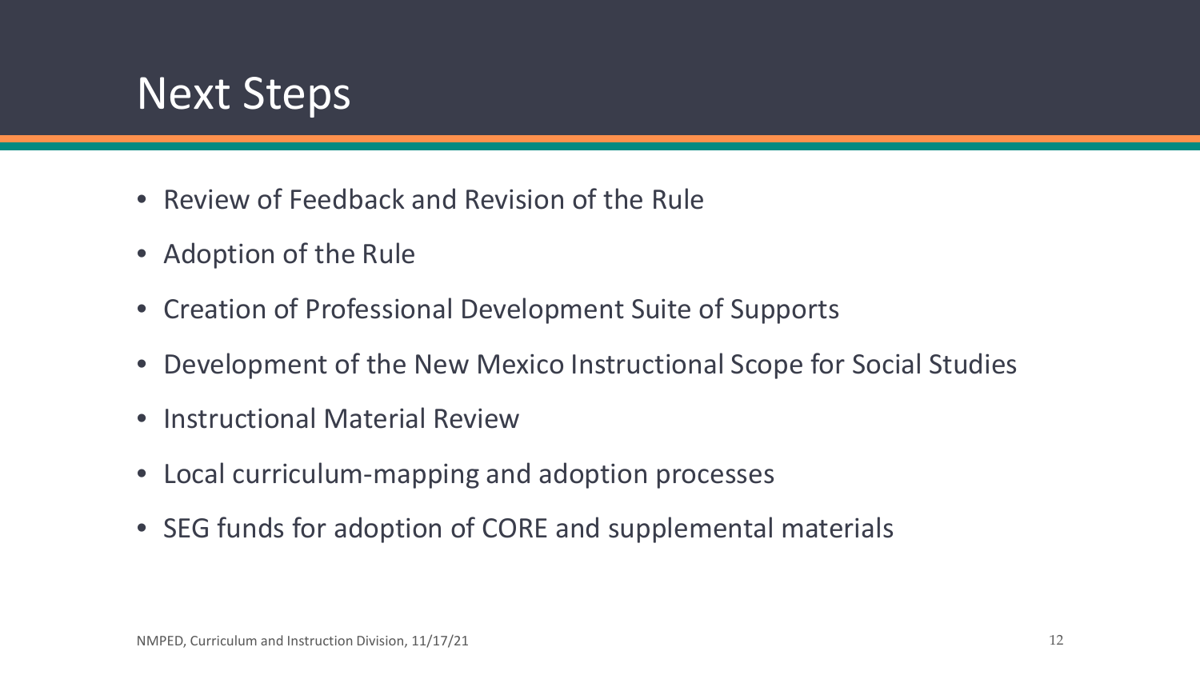# Next Steps

- Review of Feedback and Revision of the Rule
- Adoption of the Rule
- Creation of Professional Development Suite of Supports
- Development of the New Mexico Instructional Scope for Social Studies
- Instructional Material Review
- Local curriculum-mapping and adoption processes
- SEG funds for adoption of CORE and supplemental materials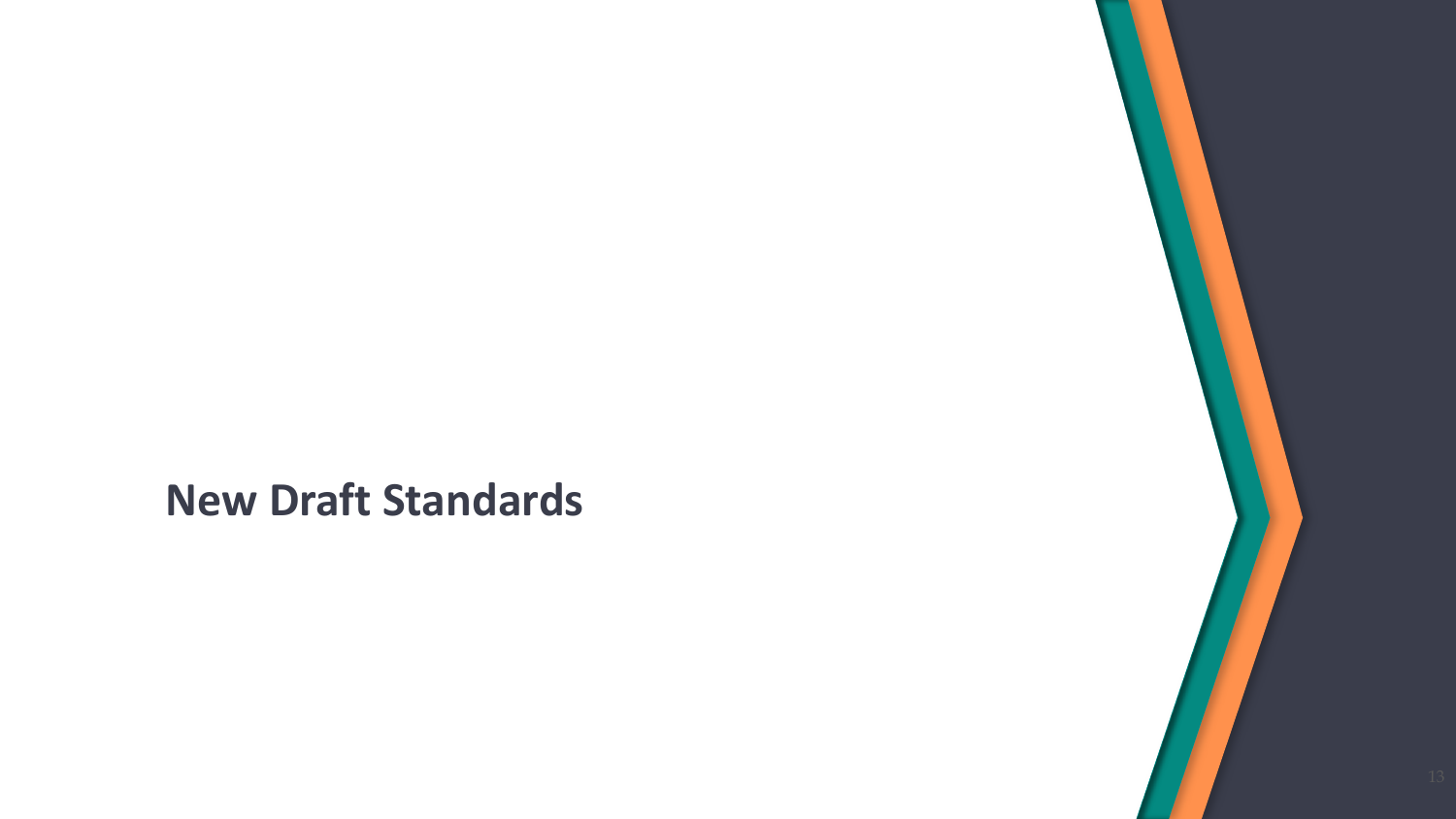# New Draft Standards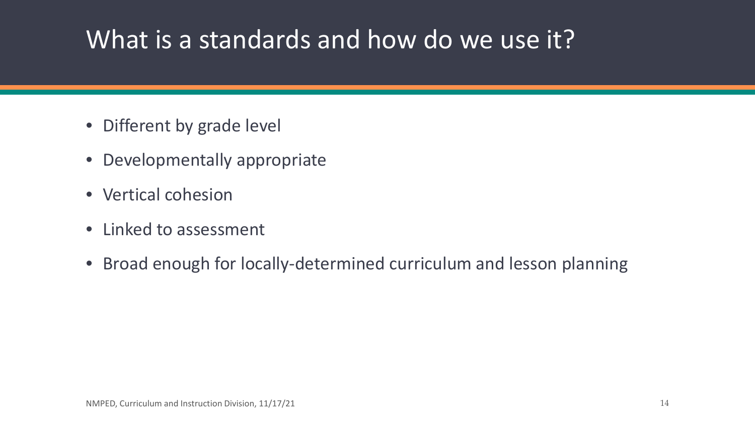# What is a standards and how do we use it?

- Different by grade level
- Developmentally appropriate
- Vertical cohesion
- Linked to assessment
- Broad enough for locally-determined curriculum and lesson planning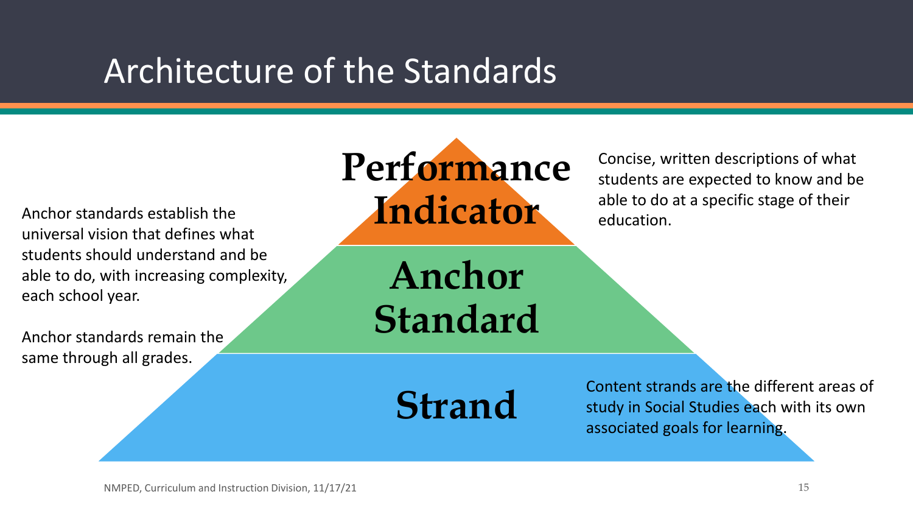# Architecture of the Standards

**Performance Indicator**

Concise, written descriptions of what students are expected to know and be able to do at a specific stage of their education.

**Anchor Standard**

Anchor standards establish the universal vision that defines what students should understand and be able to do, with increasing complexity, each school year.

Anchor standards remain the same through all grades.

**Strand**

Content strands are the different areas of study in Social Studies each with its own associated goals for learning.

NMPED, Curriculum and Instruction Division, 11/17/21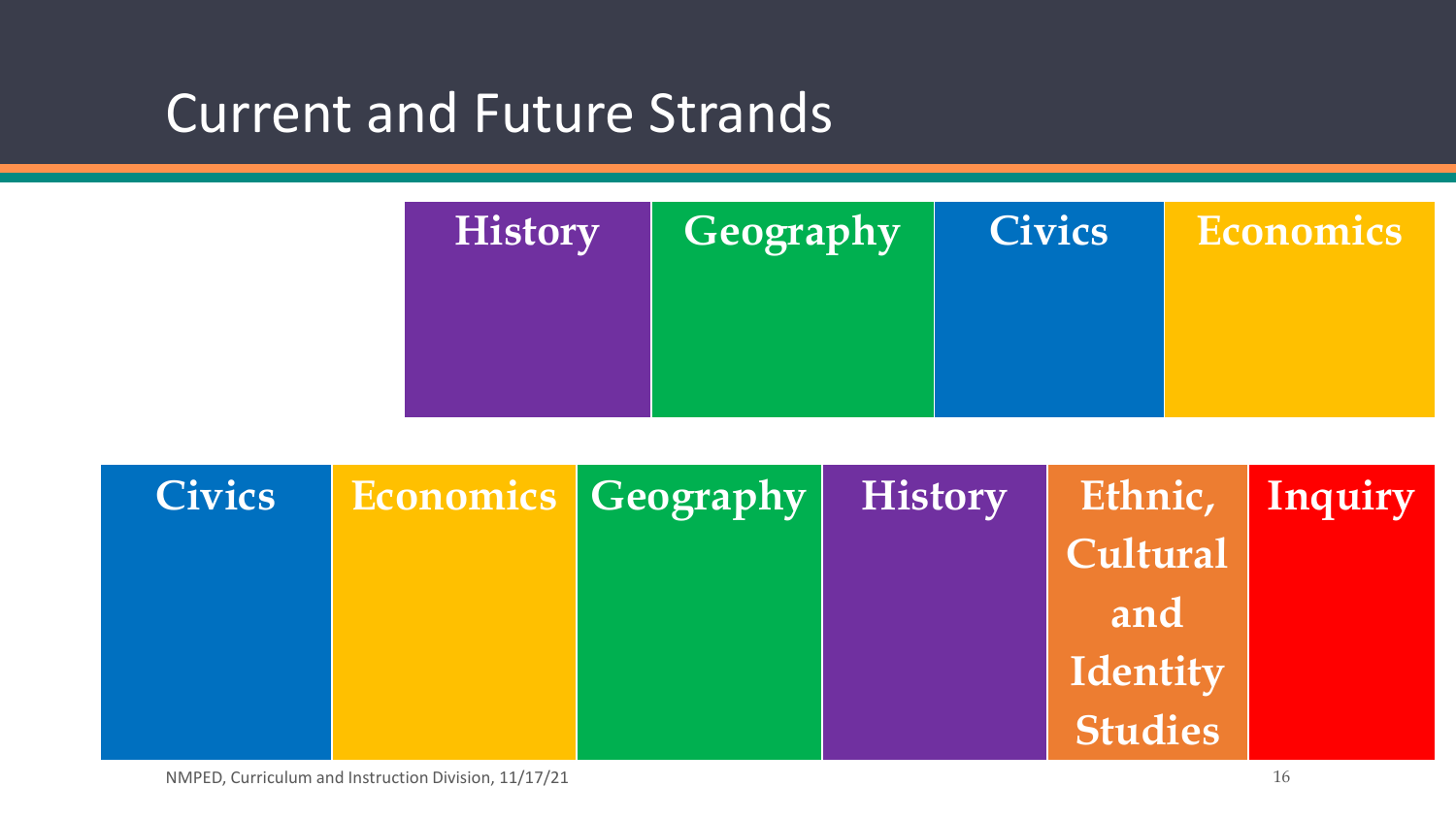# Current and Future Strands

| History | Geography | Civics | Economics |
|---|---|---|---|

| Civics | Economics | Geography | History | Ethnic, Cultural and Identity Studies | Inquiry |
|---|---|---|---|---|---|

NMPED, Curriculum and Instruction Division, 11/17/21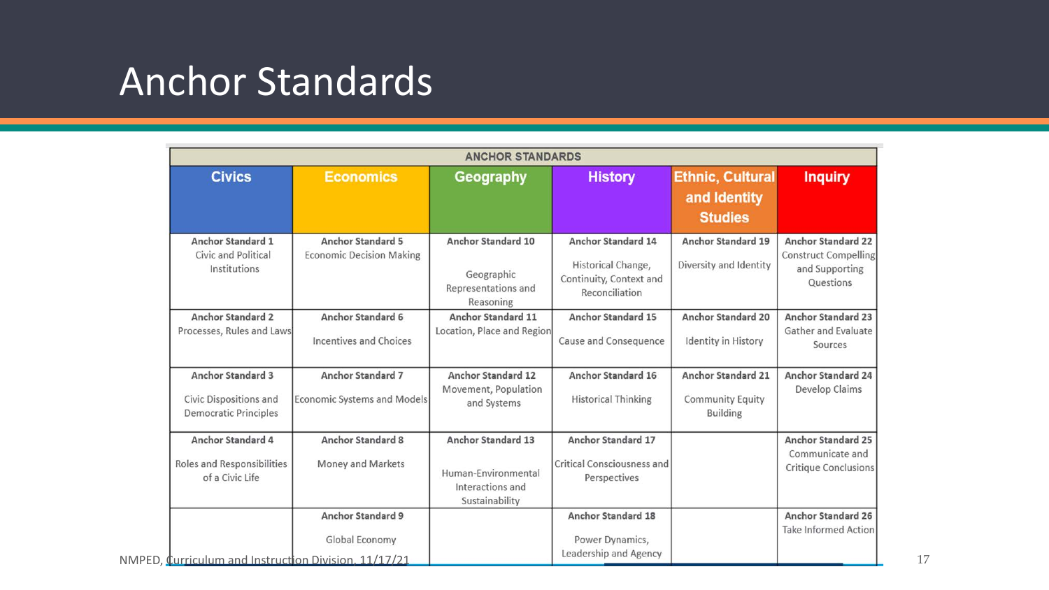# Anchor Standards

| ANCHOR STANDARDS | | | | | |
|---|---|---|---|---|---|
| **Civics** | **Economics** | **Geography** | **History** | **Ethnic, Cultural and Identity Studies** | **Inquiry** |
| **Anchor Standard 1** Civic and Political Institutions | **Anchor Standard 5** Economic Decision Making | **Anchor Standard 10** Geographic Representations and Reasoning | **Anchor Standard 14** Historical Change, Continuity, Context and Reconciliation | **Anchor Standard 19** Diversity and Identity | **Anchor Standard 22** Construct Compelling and Supporting Questions |
| **Anchor Standard 2** Processes, Rules and Laws | **Anchor Standard 6** Incentives and Choices | **Anchor Standard 11** Location, Place and Region | **Anchor Standard 15** Cause and Consequence | **Anchor Standard 20** Identity in History | **Anchor Standard 23** Gather and Evaluate Sources |
| **Anchor Standard 3** Civic Dispositions and Democratic Principles | **Anchor Standard 7** Economic Systems and Models | **Anchor Standard 12** Movement, Population and Systems | **Anchor Standard 16** Historical Thinking | **Anchor Standard 21** Community Equity Building | **Anchor Standard 24** Develop Claims |
| **Anchor Standard 4** Roles and Responsibilities of a Civic Life | **Anchor Standard 8** Money and Markets | **Anchor Standard 13** Human-Environmental Interactions and Sustainability | **Anchor Standard 17** Critical Consciousness and Perspectives | | **Anchor Standard 25** Communicate and Critique Conclusions |
| | **Anchor Standard 9** Global Economy | | **Anchor Standard 18** Power Dynamics, Leadership and Agency | | **Anchor Standard 26** Take Informed Action |

NMPED, Curriculum and Instruction Division, 11/17/21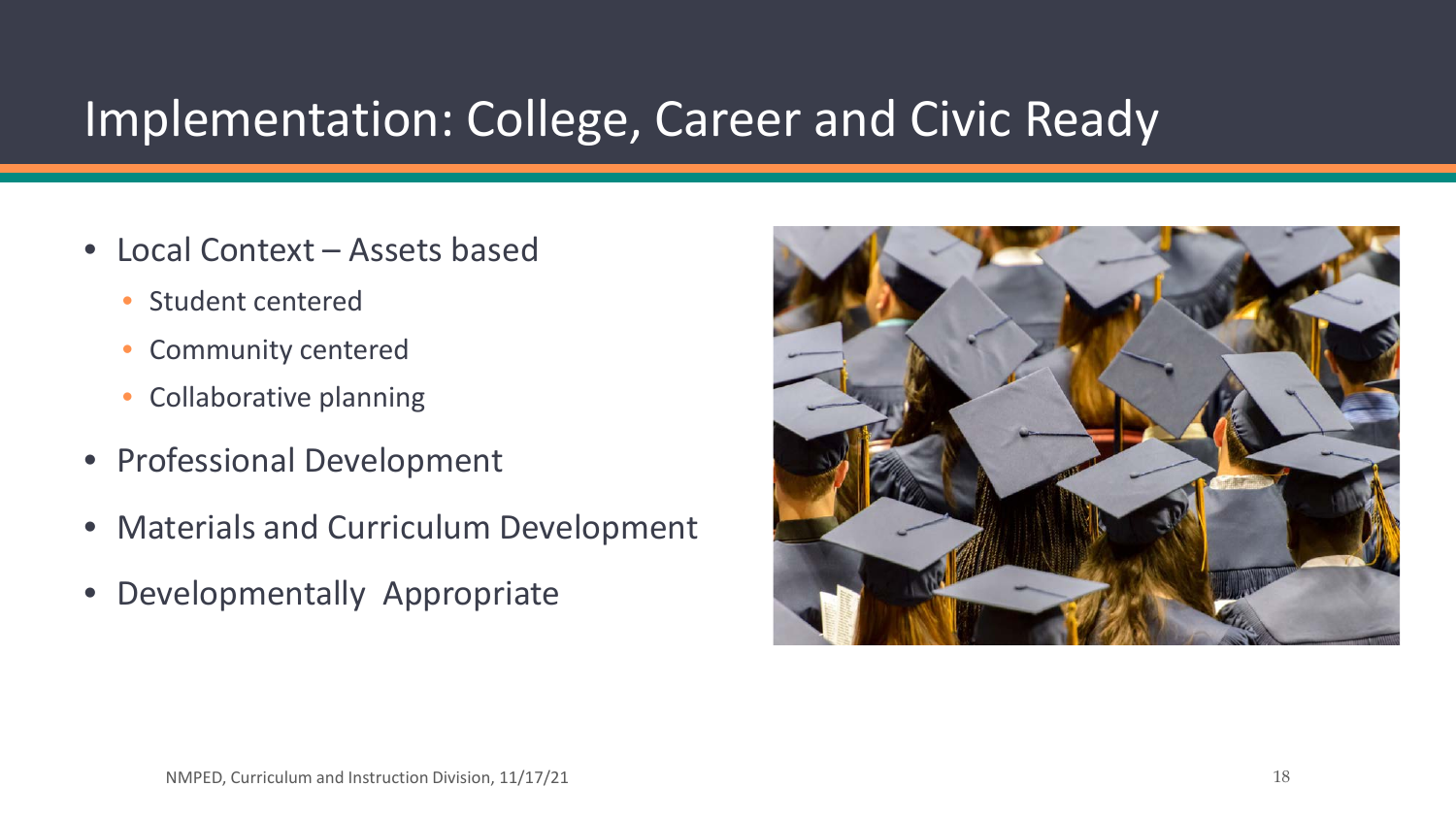# Implementation: College, Career and Civic Ready

- Local Context – Assets based
  - Student centered
  - Community centered
  - Collaborative planning
- Professional Development
- Materials and Curriculum Development
- Developmentally Appropriate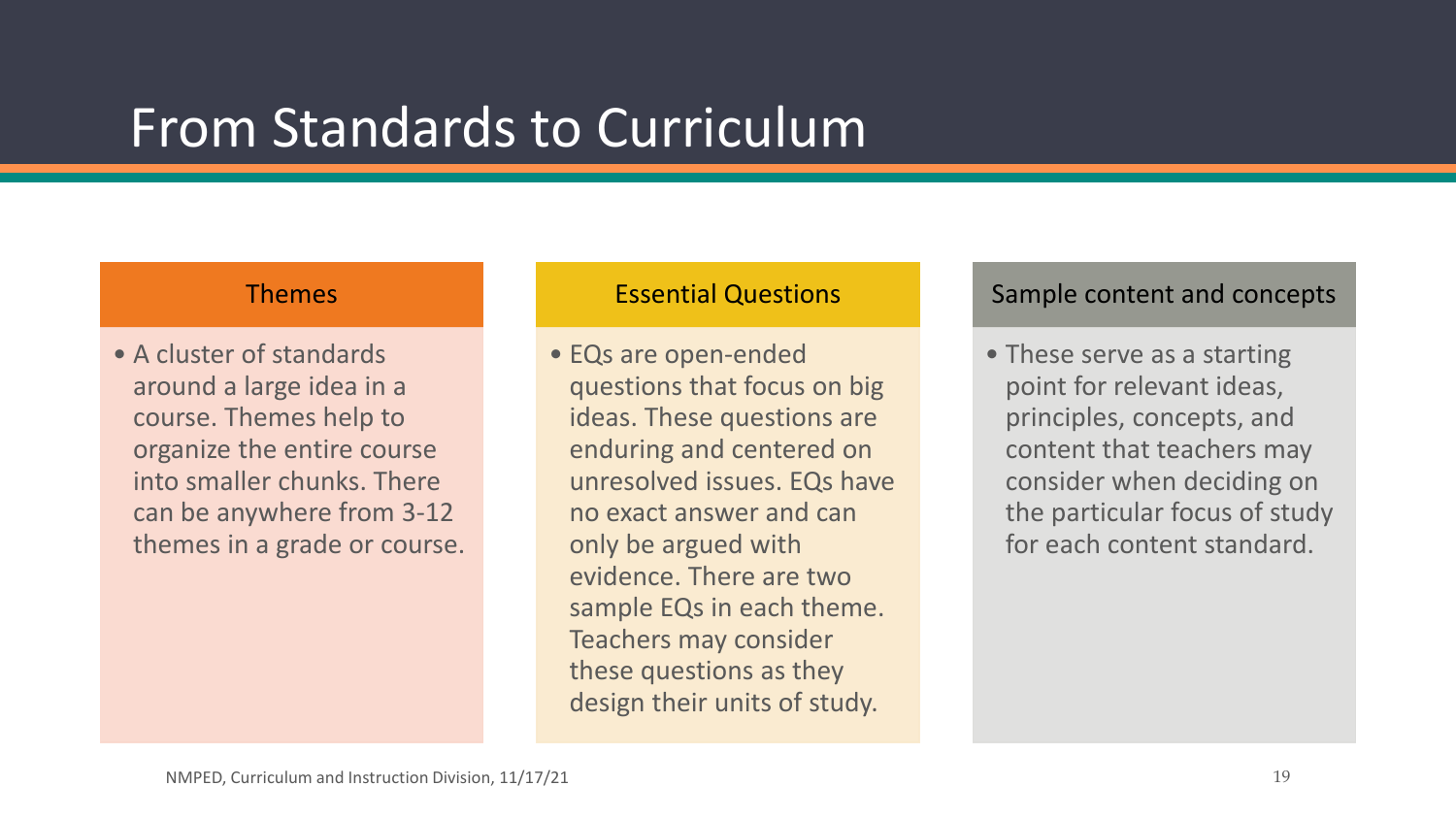# From Standards to Curriculum

### Themes

- A cluster of standards around a large idea in a course. Themes help to organize the entire course into smaller chunks. There can be anywhere from 3-12 themes in a grade or course.

### Essential Questions

- EQs are open-ended questions that focus on big ideas. These questions are enduring and centered on unresolved issues. EQs have no exact answer and can only be argued with evidence. There are two sample EQs in each theme. Teachers may consider these questions as they design their units of study.

### Sample content and concepts

- These serve as a starting point for relevant ideas, principles, concepts, and content that teachers may consider when deciding on the particular focus of study for each content standard.

NMPED, Curriculum and Instruction Division, 11/17/21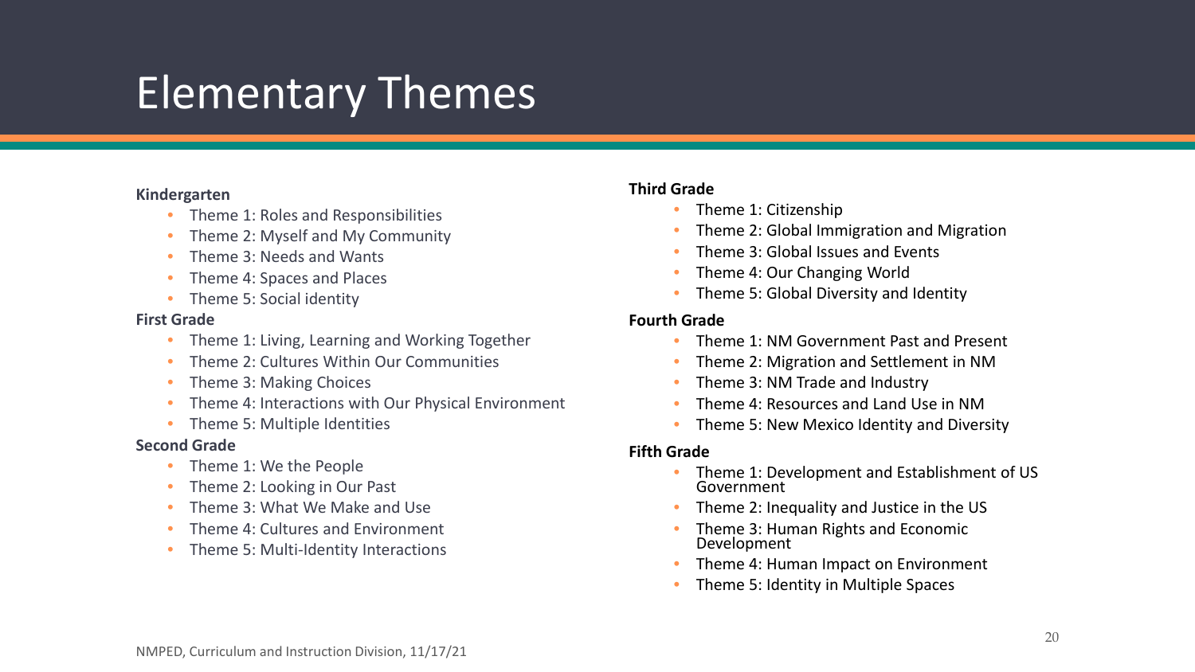# Elementary Themes

**Kindergarten**

- Theme 1: Roles and Responsibilities
- Theme 2: Myself and My Community
- Theme 3: Needs and Wants
- Theme 4: Spaces and Places
- Theme 5: Social identity

**First Grade**

- Theme 1: Living, Learning and Working Together
- Theme 2: Cultures Within Our Communities
- Theme 3: Making Choices
- Theme 4: Interactions with Our Physical Environment
- Theme 5: Multiple Identities

**Second Grade**

- Theme 1: We the People
- Theme 2: Looking in Our Past
- Theme 3: What We Make and Use
- Theme 4: Cultures and Environment
- Theme 5: Multi-Identity Interactions

**Third Grade**

- Theme 1: Citizenship
- Theme 2: Global Immigration and Migration
- Theme 3: Global Issues and Events
- Theme 4: Our Changing World
- Theme 5: Global Diversity and Identity

**Fourth Grade**

- Theme 1: NM Government Past and Present
- Theme 2: Migration and Settlement in NM
- Theme 3: NM Trade and Industry
- Theme 4: Resources and Land Use in NM
- Theme 5: New Mexico Identity and Diversity

**Fifth Grade**

- Theme 1: Development and Establishment of US Government
- Theme 2: Inequality and Justice in the US
- Theme 3: Human Rights and Economic Development
- Theme 4: Human Impact on Environment
- Theme 5: Identity in Multiple Spaces

NMPED, Curriculum and Instruction Division, 11/17/21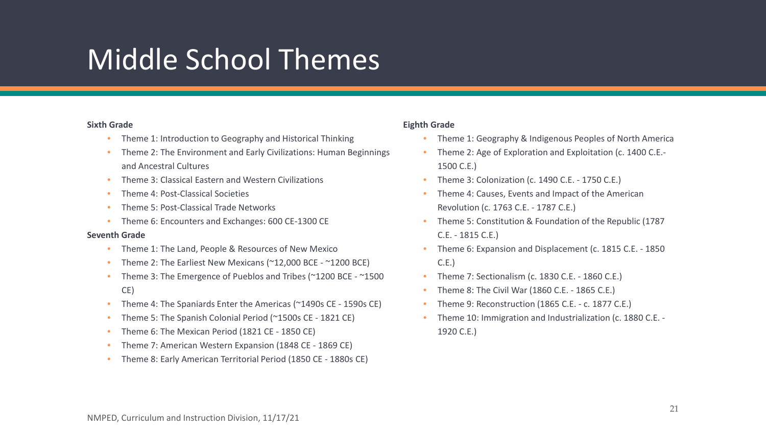# Middle School Themes

**Sixth Grade**

- Theme 1: Introduction to Geography and Historical Thinking
- Theme 2: The Environment and Early Civilizations: Human Beginnings and Ancestral Cultures
- Theme 3: Classical Eastern and Western Civilizations
- Theme 4: Post-Classical Societies
- Theme 5: Post-Classical Trade Networks
- Theme 6: Encounters and Exchanges: 600 CE-1300 CE

**Seventh Grade**

- Theme 1: The Land, People & Resources of New Mexico
- Theme 2: The Earliest New Mexicans (~12,000 BCE - ~1200 BCE)
- Theme 3: The Emergence of Pueblos and Tribes (~1200 BCE - ~1500 CE)
- Theme 4: The Spaniards Enter the Americas (~1490s CE - 1590s CE)
- Theme 5: The Spanish Colonial Period (~1500s CE - 1821 CE)
- Theme 6: The Mexican Period (1821 CE - 1850 CE)
- Theme 7: American Western Expansion (1848 CE - 1869 CE)
- Theme 8: Early American Territorial Period (1850 CE - 1880s CE)

**Eighth Grade**

- Theme 1: Geography & Indigenous Peoples of North America
- Theme 2: Age of Exploration and Exploitation (c. 1400 C.E.-1500 C.E.)
- Theme 3: Colonization (c. 1490 C.E. - 1750 C.E.)
- Theme 4: Causes, Events and Impact of the American Revolution (c. 1763 C.E. - 1787 C.E.)
- Theme 5: Constitution & Foundation of the Republic (1787 C.E. - 1815 C.E.)
- Theme 6: Expansion and Displacement (c. 1815 C.E. - 1850 C.E.)
- Theme 7: Sectionalism (c. 1830 C.E. - 1860 C.E.)
- Theme 8: The Civil War (1860 C.E. - 1865 C.E.)
- Theme 9: Reconstruction (1865 C.E. - c. 1877 C.E.)
- Theme 10: Immigration and Industrialization (c. 1880 C.E. - 1920 C.E.)

NMPED, Curriculum and Instruction Division, 11/17/21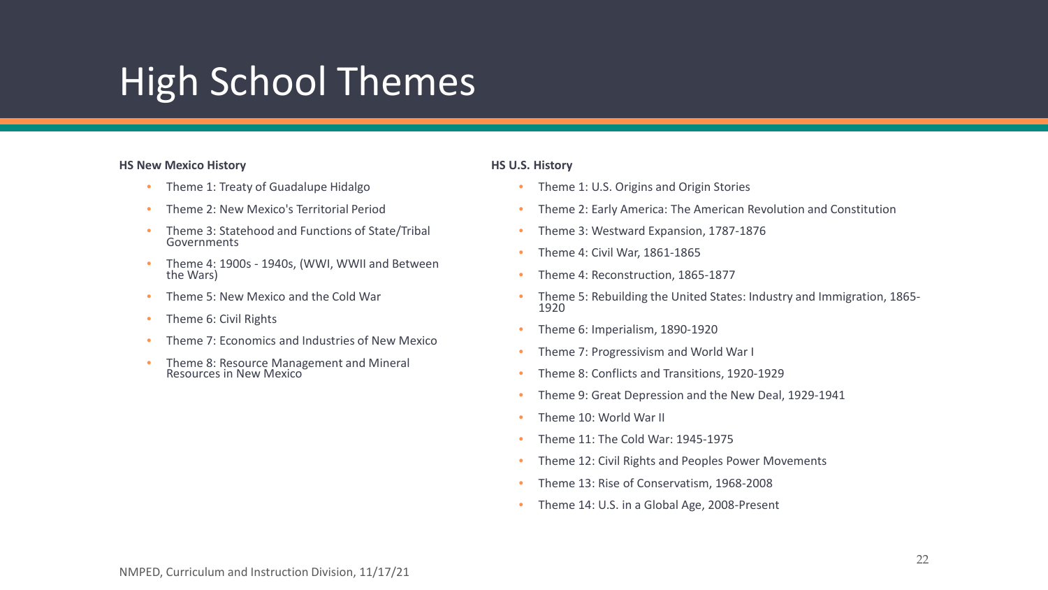# High School Themes

**HS New Mexico History**

- Theme 1: Treaty of Guadalupe Hidalgo
- Theme 2: New Mexico's Territorial Period
- Theme 3: Statehood and Functions of State/Tribal Governments
- Theme 4: 1900s - 1940s, (WWI, WWII and Between the Wars)
- Theme 5: New Mexico and the Cold War
- Theme 6: Civil Rights
- Theme 7: Economics and Industries of New Mexico
- Theme 8: Resource Management and Mineral Resources in New Mexico

**HS U.S. History**

- Theme 1: U.S. Origins and Origin Stories
- Theme 2: Early America: The American Revolution and Constitution
- Theme 3: Westward Expansion, 1787-1876
- Theme 4: Civil War, 1861-1865
- Theme 4: Reconstruction, 1865-1877
- Theme 5: Rebuilding the United States: Industry and Immigration, 1865-1920
- Theme 6: Imperialism, 1890-1920
- Theme 7: Progressivism and World War I
- Theme 8: Conflicts and Transitions, 1920-1929
- Theme 9: Great Depression and the New Deal, 1929-1941
- Theme 10: World War II
- Theme 11: The Cold War: 1945-1975
- Theme 12: Civil Rights and Peoples Power Movements
- Theme 13: Rise of Conservatism, 1968-2008
- Theme 14: U.S. in a Global Age, 2008-Present

NMPED, Curriculum and Instruction Division, 11/17/21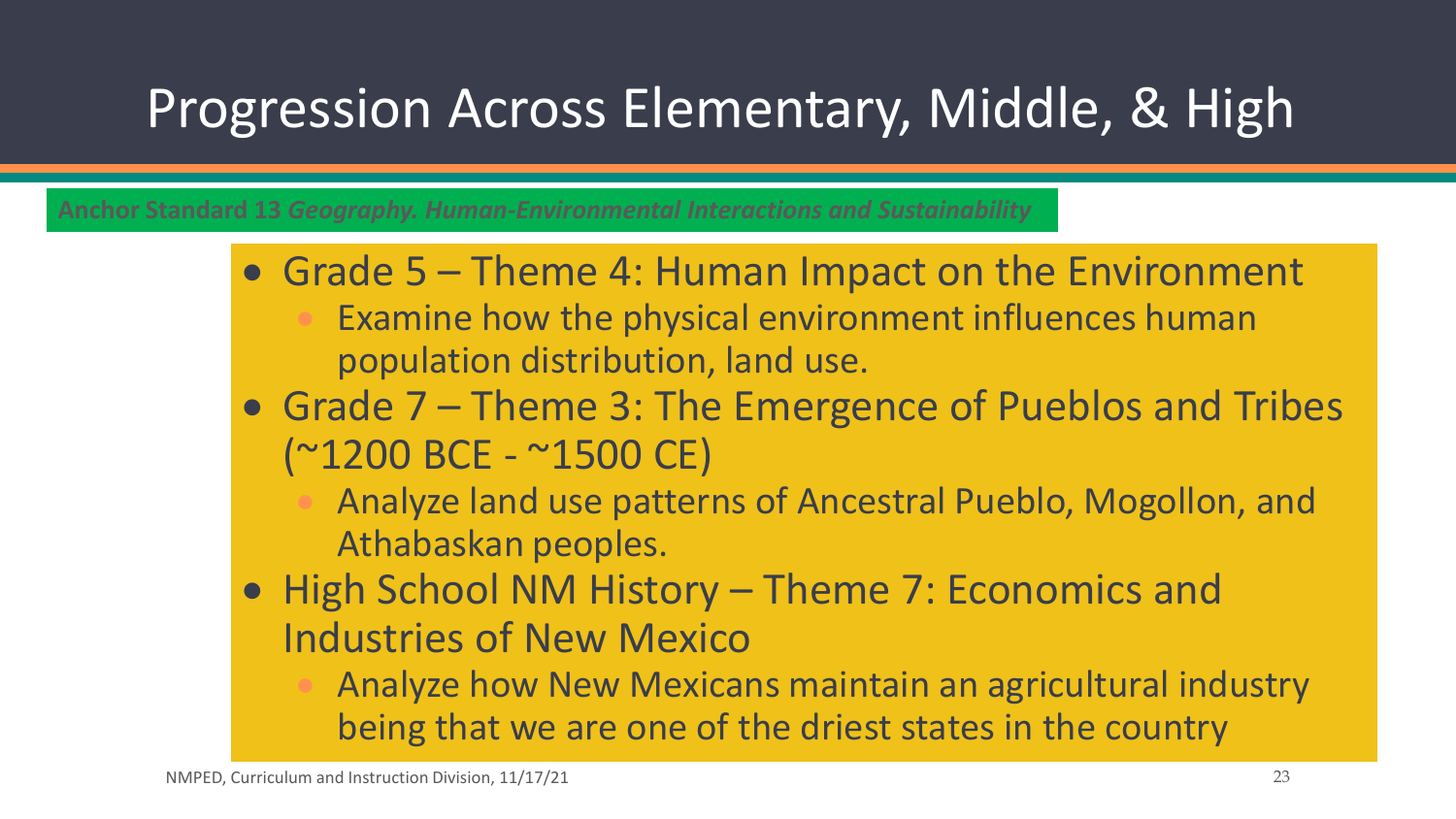# Progression Across Elementary, Middle, & High

**Anchor Standard 13** ***Geography. Human-Environmental Interactions and Sustainability***

- Grade 5 – Theme 4: Human Impact on the Environment
  - Examine how the physical environment influences human population distribution, land use.
- Grade 7 – Theme 3: The Emergence of Pueblos and Tribes (~1200 BCE - ~1500 CE)
  - Analyze land use patterns of Ancestral Pueblo, Mogollon, and Athabaskan peoples.
- High School NM History – Theme 7: Economics and Industries of New Mexico
  - Analyze how New Mexicans maintain an agricultural industry being that we are one of the driest states in the country

NMPED, Curriculum and Instruction Division, 11/17/21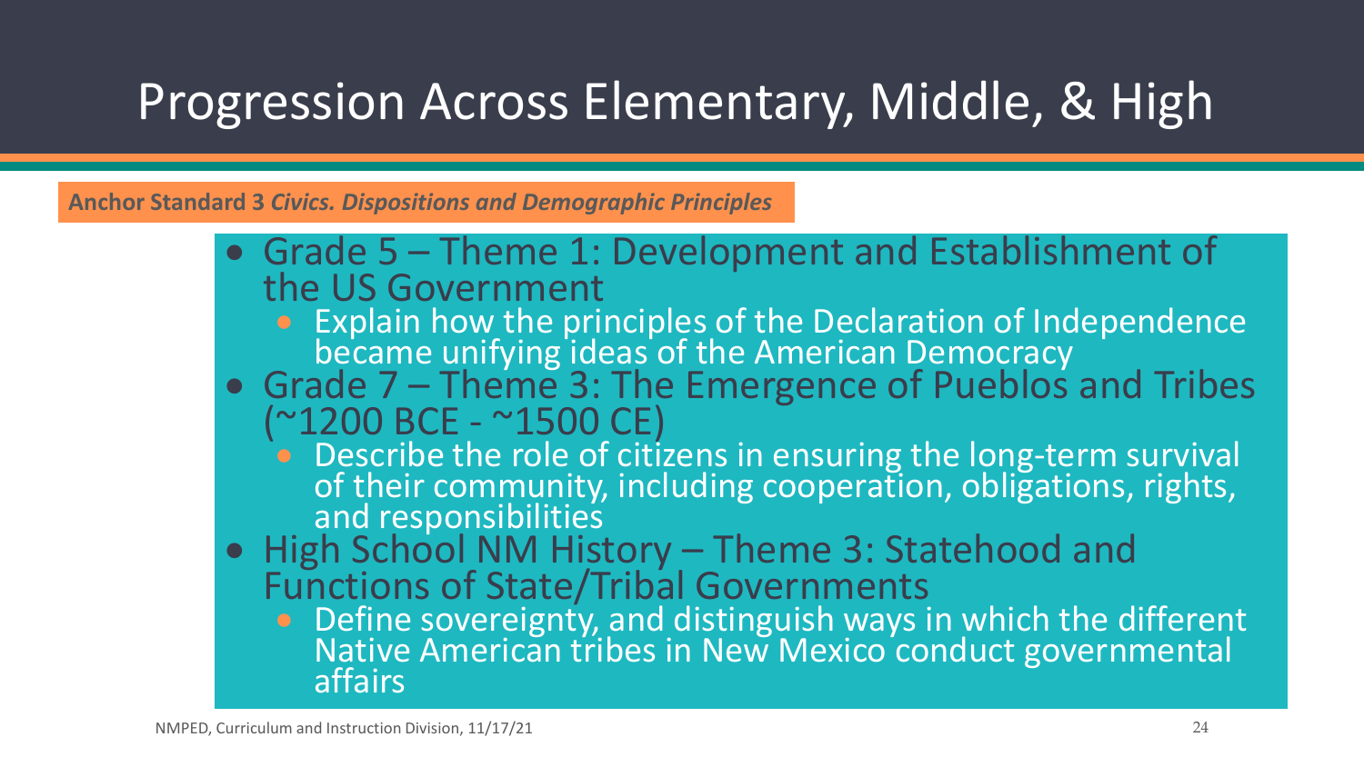# Progression Across Elementary, Middle, & High

**Anchor Standard 3** ***Civics. Dispositions and Demographic Principles***

- Grade 5 – Theme 1: Development and Establishment of the US Government
  - Explain how the principles of the Declaration of Independence became unifying ideas of the American Democracy
- Grade 7 – Theme 3: The Emergence of Pueblos and Tribes (~1200 BCE - ~1500 CE)
  - Describe the role of citizens in ensuring the long-term survival of their community, including cooperation, obligations, rights, and responsibilities
- High School NM History – Theme 3: Statehood and Functions of State/Tribal Governments
  - Define sovereignty, and distinguish ways in which the different Native American tribes in New Mexico conduct governmental affairs

NMPED, Curriculum and Instruction Division, 11/17/21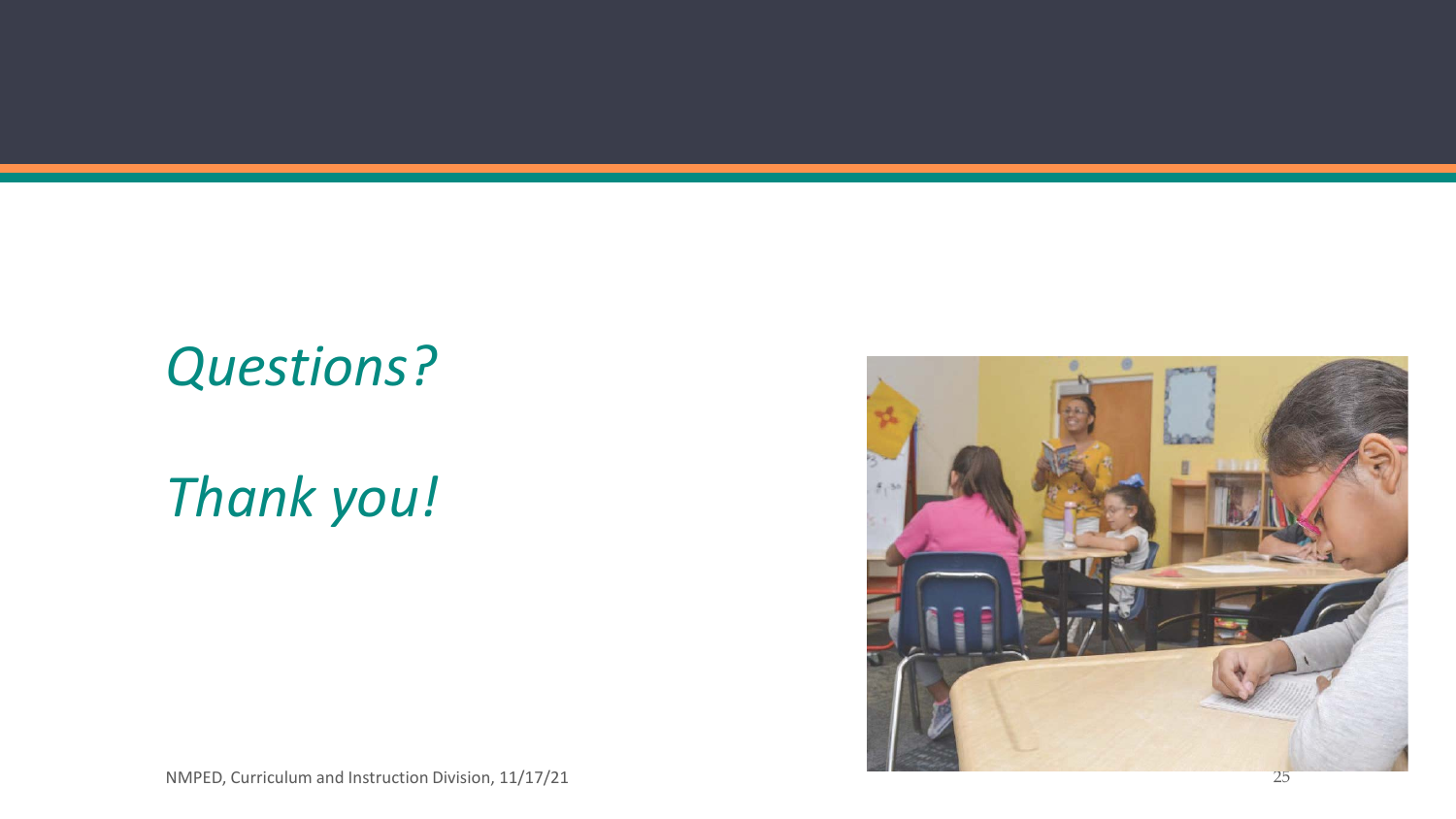*Questions?*

*Thank you!*

NMPED, Curriculum and Instruction Division, 11/17/21